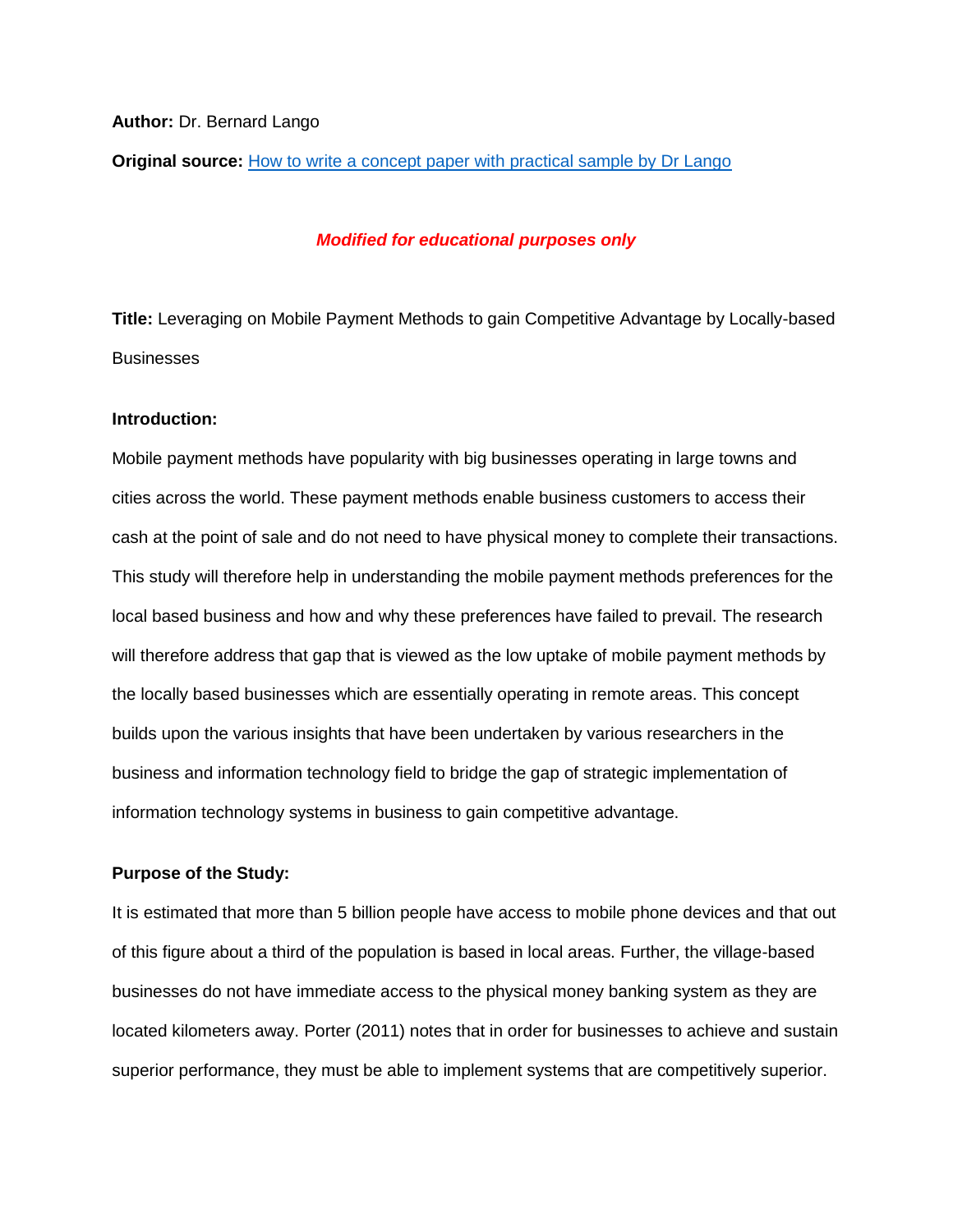**Author:** Dr. Bernard Lango

**Original source:** [How to write a concept paper with practical sample by Dr Lango]()

***Modified for educational purposes only***

**Title:** Leveraging on Mobile Payment Methods to gain Competitive Advantage by Locally-based Businesses

**Introduction:**

Mobile payment methods have popularity with big businesses operating in large towns and cities across the world. These payment methods enable business customers to access their cash at the point of sale and do not need to have physical money to complete their transactions. This study will therefore help in understanding the mobile payment methods preferences for the local based business and how and why these preferences have failed to prevail. The research will therefore address that gap that is viewed as the low uptake of mobile payment methods by the locally based businesses which are essentially operating in remote areas. This concept builds upon the various insights that have been undertaken by various researchers in the business and information technology field to bridge the gap of strategic implementation of information technology systems in business to gain competitive advantage.

**Purpose of the Study:**

It is estimated that more than 5 billion people have access to mobile phone devices and that out of this figure about a third of the population is based in local areas. Further, the village-based businesses do not have immediate access to the physical money banking system as they are located kilometers away. Porter (2011) notes that in order for businesses to achieve and sustain superior performance, they must be able to implement systems that are competitively superior.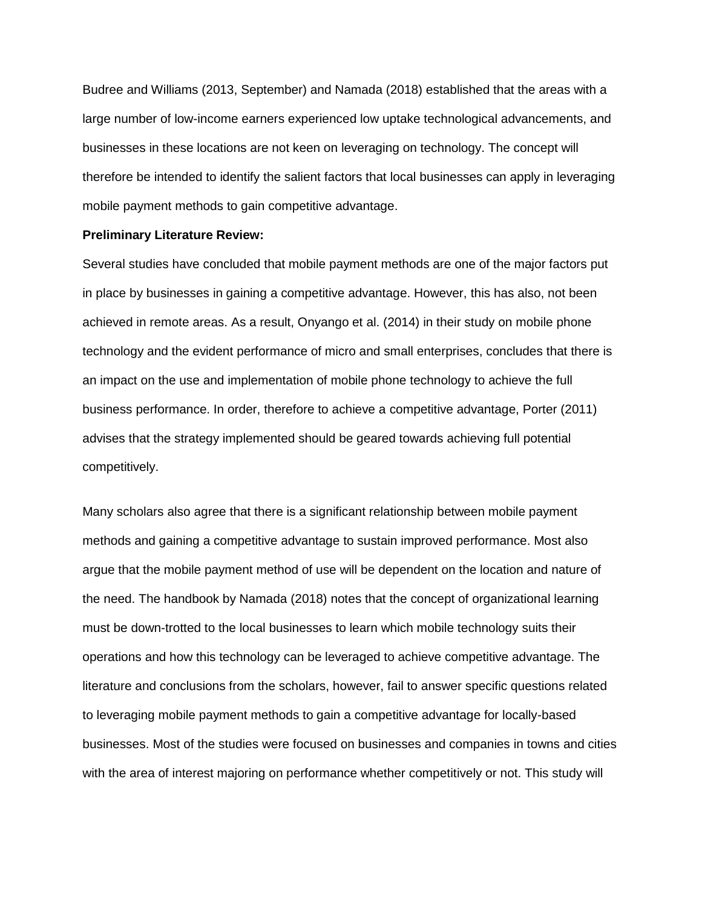Budree and Williams (2013, September) and Namada (2018) established that the areas with a large number of low-income earners experienced low uptake technological advancements, and businesses in these locations are not keen on leveraging on technology. The concept will therefore be intended to identify the salient factors that local businesses can apply in leveraging mobile payment methods to gain competitive advantage.

**Preliminary Literature Review:**

Several studies have concluded that mobile payment methods are one of the major factors put in place by businesses in gaining a competitive advantage. However, this has also, not been achieved in remote areas. As a result, Onyango et al. (2014) in their study on mobile phone technology and the evident performance of micro and small enterprises, concludes that there is an impact on the use and implementation of mobile phone technology to achieve the full business performance. In order, therefore to achieve a competitive advantage, Porter (2011) advises that the strategy implemented should be geared towards achieving full potential competitively.

Many scholars also agree that there is a significant relationship between mobile payment methods and gaining a competitive advantage to sustain improved performance. Most also argue that the mobile payment method of use will be dependent on the location and nature of the need. The handbook by Namada (2018) notes that the concept of organizational learning must be down-trotted to the local businesses to learn which mobile technology suits their operations and how this technology can be leveraged to achieve competitive advantage. The literature and conclusions from the scholars, however, fail to answer specific questions related to leveraging mobile payment methods to gain a competitive advantage for locally-based businesses. Most of the studies were focused on businesses and companies in towns and cities with the area of interest majoring on performance whether competitively or not. This study will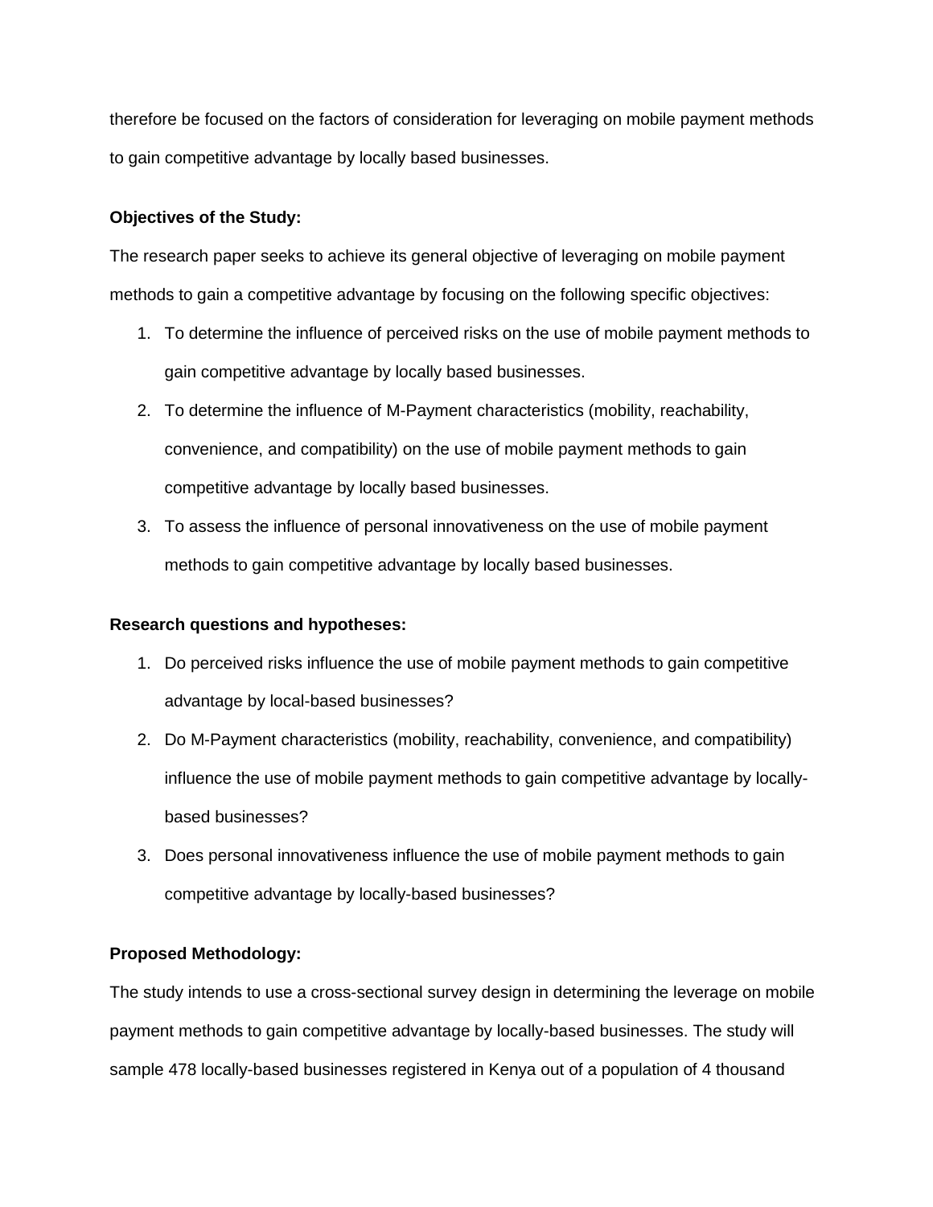therefore be focused on the factors of consideration for leveraging on mobile payment methods to gain competitive advantage by locally based businesses.

**Objectives of the Study:**

The research paper seeks to achieve its general objective of leveraging on mobile payment methods to gain a competitive advantage by focusing on the following specific objectives:

1. To determine the influence of perceived risks on the use of mobile payment methods to gain competitive advantage by locally based businesses.
2. To determine the influence of M-Payment characteristics (mobility, reachability, convenience, and compatibility) on the use of mobile payment methods to gain competitive advantage by locally based businesses.
3. To assess the influence of personal innovativeness on the use of mobile payment methods to gain competitive advantage by locally based businesses.

**Research questions and hypotheses:**

1. Do perceived risks influence the use of mobile payment methods to gain competitive advantage by local-based businesses?
2. Do M-Payment characteristics (mobility, reachability, convenience, and compatibility) influence the use of mobile payment methods to gain competitive advantage by locally-based businesses?
3. Does personal innovativeness influence the use of mobile payment methods to gain competitive advantage by locally-based businesses?

**Proposed Methodology:**

The study intends to use a cross-sectional survey design in determining the leverage on mobile payment methods to gain competitive advantage by locally-based businesses. The study will sample 478 locally-based businesses registered in Kenya out of a population of 4 thousand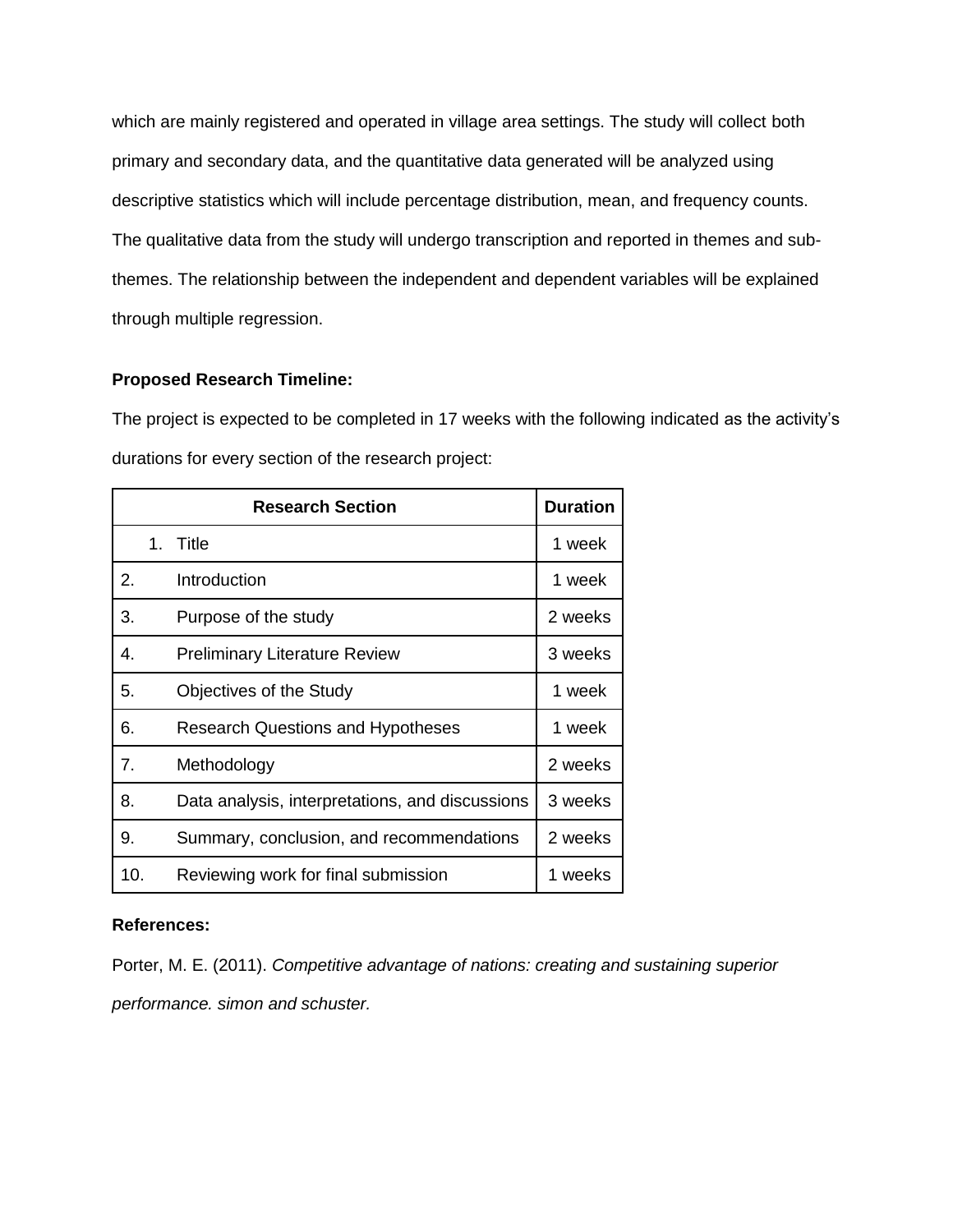which are mainly registered and operated in village area settings. The study will collect both primary and secondary data, and the quantitative data generated will be analyzed using descriptive statistics which will include percentage distribution, mean, and frequency counts. The qualitative data from the study will undergo transcription and reported in themes and sub-themes. The relationship between the independent and dependent variables will be explained through multiple regression.

**Proposed Research Timeline:**

The project is expected to be completed in 17 weeks with the following indicated as the activity's durations for every section of the research project:

| Research Section | | Duration |
|---|---|---|
| 1. | Title | 1 week |
| 2. | Introduction | 1 week |
| 3. | Purpose of the study | 2 weeks |
| 4. | Preliminary Literature Review | 3 weeks |
| 5. | Objectives of the Study | 1 week |
| 6. | Research Questions and Hypotheses | 1 week |
| 7. | Methodology | 2 weeks |
| 8. | Data analysis, interpretations, and discussions | 3 weeks |
| 9. | Summary, conclusion, and recommendations | 2 weeks |
| 10. | Reviewing work for final submission | 1 weeks |

**References:**

Porter, M. E. (2011). *Competitive advantage of nations: creating and sustaining superior performance. simon and schuster.*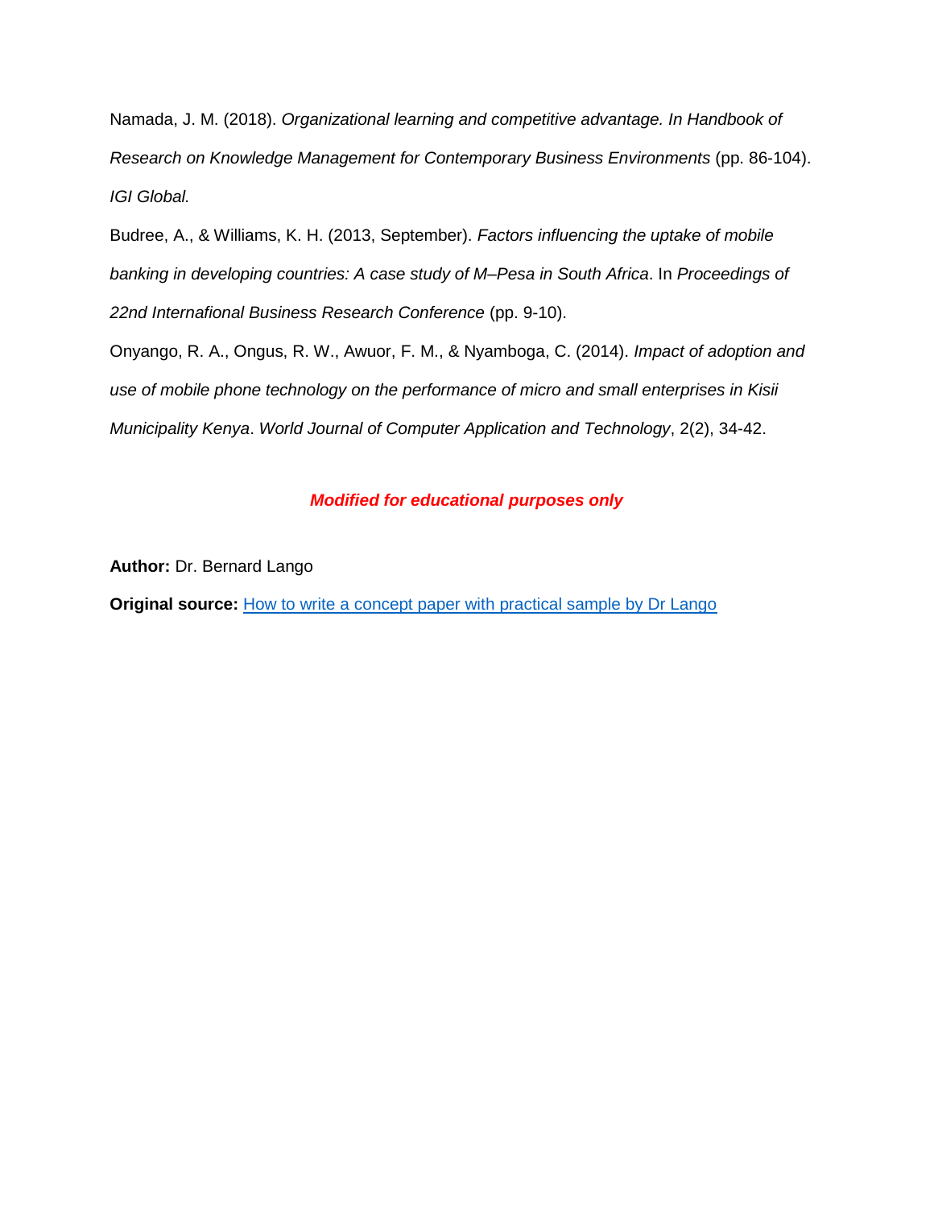Namada, J. M. (2018). *Organizational learning and competitive advantage. In Handbook of Research on Knowledge Management for Contemporary Business Environments* (pp. 86-104). *IGI Global.*

Budree, A., & Williams, K. H. (2013, September). *Factors influencing the uptake of mobile banking in developing countries: A case study of M–Pesa in South Africa*. In *Proceedings of 22nd Internafional Business Research Conference* (pp. 9-10).

Onyango, R. A., Ongus, R. W., Awuor, F. M., & Nyamboga, C. (2014). *Impact of adoption and use of mobile phone technology on the performance of micro and small enterprises in Kisii Municipality Kenya*. *World Journal of Computer Application and Technology*, 2(2), 34-42.

***Modified for educational purposes only***

**Author:** Dr. Bernard Lango

**Original source:** How to write a concept paper with practical sample by Dr Lango